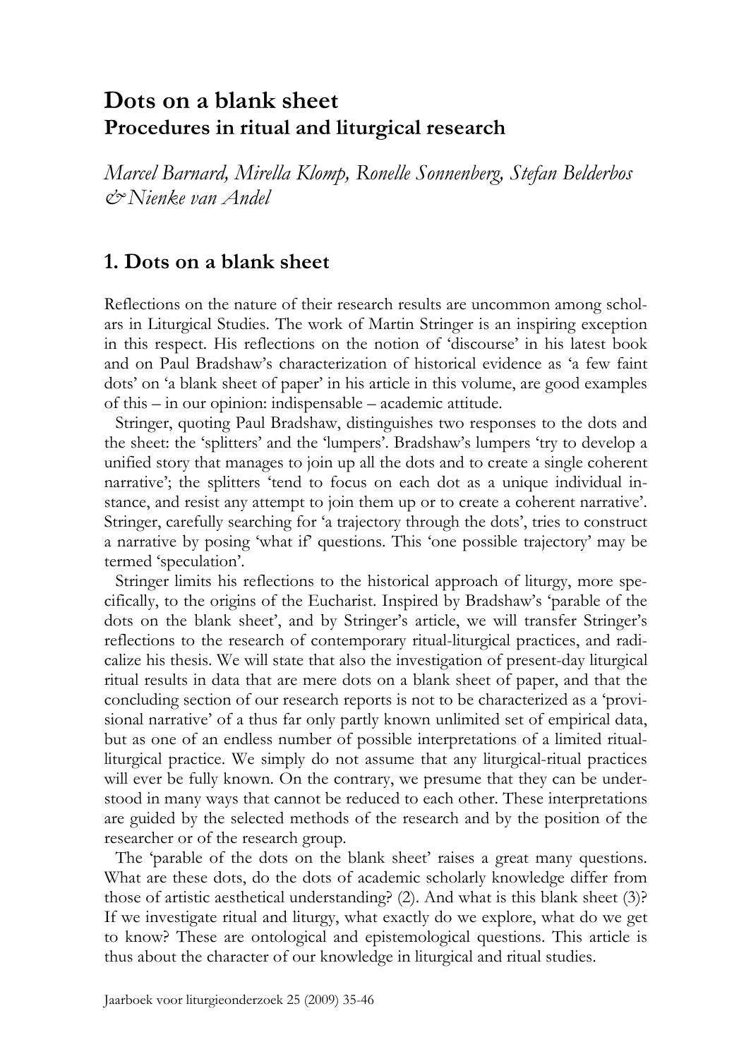# Dots on a blank sheet

## Procedures in ritual and liturgical research

*Marcel Barnard, Mirella Klomp, Ronelle Sonnenberg, Stefan Belderbos & Nienke van Andel*

## 1. Dots on a blank sheet

Reflections on the nature of their research results are uncommon among scholars in Liturgical Studies. The work of Martin Stringer is an inspiring exception in this respect. His reflections on the notion of 'discourse' in his latest book and on Paul Bradshaw's characterization of historical evidence as 'a few faint dots' on 'a blank sheet of paper' in his article in this volume, are good examples of this – in our opinion: indispensable – academic attitude.

Stringer, quoting Paul Bradshaw, distinguishes two responses to the dots and the sheet: the 'splitters' and the 'lumpers'. Bradshaw's lumpers 'try to develop a unified story that manages to join up all the dots and to create a single coherent narrative'; the splitters 'tend to focus on each dot as a unique individual instance, and resist any attempt to join them up or to create a coherent narrative'. Stringer, carefully searching for 'a trajectory through the dots', tries to construct a narrative by posing 'what if' questions. This 'one possible trajectory' may be termed 'speculation'.

Stringer limits his reflections to the historical approach of liturgy, more specifically, to the origins of the Eucharist. Inspired by Bradshaw's 'parable of the dots on the blank sheet', and by Stringer's article, we will transfer Stringer's reflections to the research of contemporary ritual-liturgical practices, and radicalize his thesis. We will state that also the investigation of present-day liturgical ritual results in data that are mere dots on a blank sheet of paper, and that the concluding section of our research reports is not to be characterized as a 'provisional narrative' of a thus far only partly known unlimited set of empirical data, but as one of an endless number of possible interpretations of a limited ritual-liturgical practice. We simply do not assume that any liturgical-ritual practices will ever be fully known. On the contrary, we presume that they can be understood in many ways that cannot be reduced to each other. These interpretations are guided by the selected methods of the research and by the position of the researcher or of the research group.

The 'parable of the dots on the blank sheet' raises a great many questions. What are these dots, do the dots of academic scholarly knowledge differ from those of artistic aesthetical understanding? (2). And what is this blank sheet (3)? If we investigate ritual and liturgy, what exactly do we explore, what do we get to know? These are ontological and epistemological questions. This article is thus about the character of our knowledge in liturgical and ritual studies.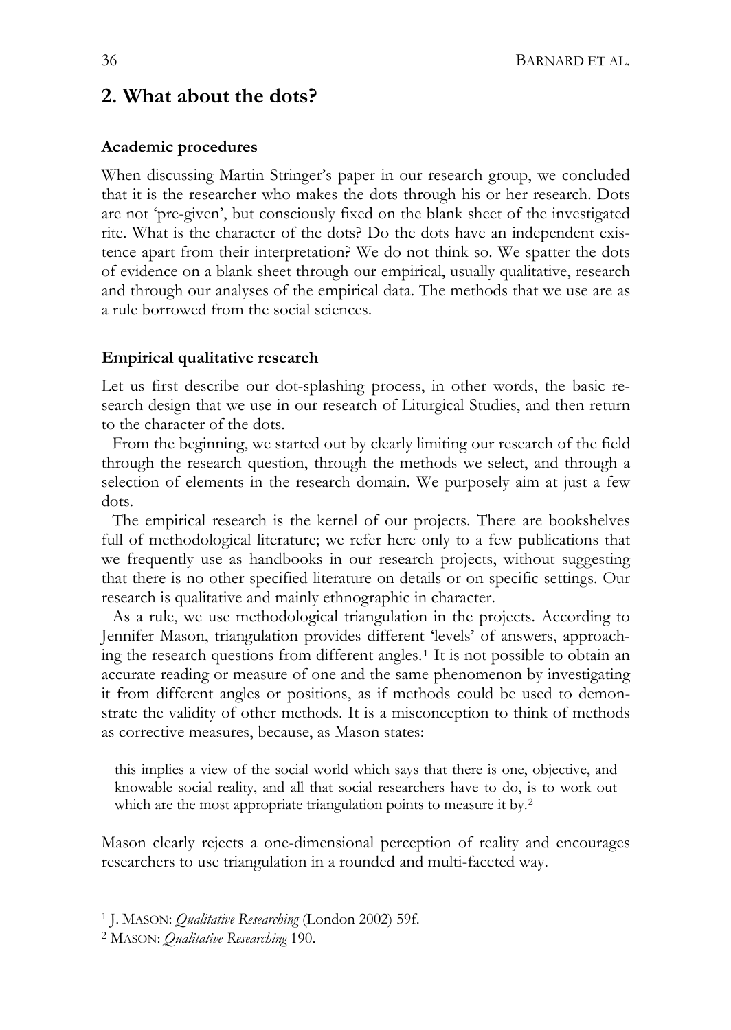## 2. What about the dots?

### Academic procedures

When discussing Martin Stringer's paper in our research group, we concluded that it is the researcher who makes the dots through his or her research. Dots are not 'pre-given', but consciously fixed on the blank sheet of the investigated rite. What is the character of the dots? Do the dots have an independent existence apart from their interpretation? We do not think so. We spatter the dots of evidence on a blank sheet through our empirical, usually qualitative, research and through our analyses of the empirical data. The methods that we use are as a rule borrowed from the social sciences.

### Empirical qualitative research

Let us first describe our dot-splashing process, in other words, the basic research design that we use in our research of Liturgical Studies, and then return to the character of the dots.

From the beginning, we started out by clearly limiting our research of the field through the research question, through the methods we select, and through a selection of elements in the research domain. We purposely aim at just a few dots.

The empirical research is the kernel of our projects. There are bookshelves full of methodological literature; we refer here only to a few publications that we frequently use as handbooks in our research projects, without suggesting that there is no other specified literature on details or on specific settings. Our research is qualitative and mainly ethnographic in character.

As a rule, we use methodological triangulation in the projects. According to Jennifer Mason, triangulation provides different 'levels' of answers, approaching the research questions from different angles.[1] It is not possible to obtain an accurate reading or measure of one and the same phenomenon by investigating it from different angles or positions, as if methods could be used to demonstrate the validity of other methods. It is a misconception to think of methods as corrective measures, because, as Mason states:

> this implies a view of the social world which says that there is one, objective, and knowable social reality, and all that social researchers have to do, is to work out which are the most appropriate triangulation points to measure it by.[2]

Mason clearly rejects a one-dimensional perception of reality and encourages researchers to use triangulation in a rounded and multi-faceted way.

[1] J. MASON: *Qualitative Researching* (London 2002) 59f.

[2] MASON: *Qualitative Researching* 190.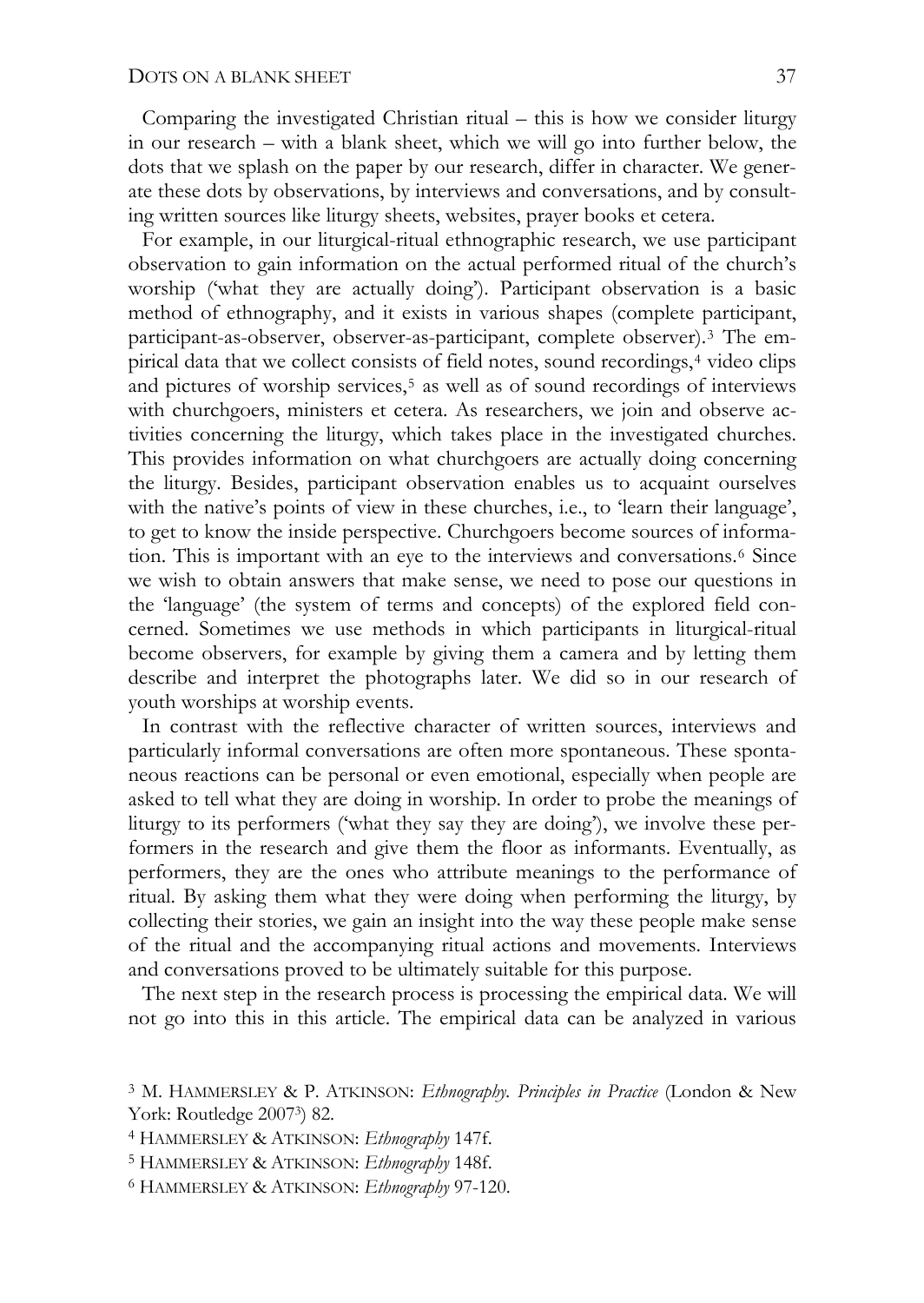Comparing the investigated Christian ritual – this is how we consider liturgy in our research – with a blank sheet, which we will go into further below, the dots that we splash on the paper by our research, differ in character. We generate these dots by observations, by interviews and conversations, and by consulting written sources like liturgy sheets, websites, prayer books et cetera.

For example, in our liturgical-ritual ethnographic research, we use participant observation to gain information on the actual performed ritual of the church's worship ('what they are actually doing'). Participant observation is a basic method of ethnography, and it exists in various shapes (complete participant, participant-as-observer, observer-as-participant, complete observer).[3] The empirical data that we collect consists of field notes, sound recordings,[4] video clips and pictures of worship services,[5] as well as of sound recordings of interviews with churchgoers, ministers et cetera. As researchers, we join and observe activities concerning the liturgy, which takes place in the investigated churches. This provides information on what churchgoers are actually doing concerning the liturgy. Besides, participant observation enables us to acquaint ourselves with the native's points of view in these churches, i.e., to 'learn their language', to get to know the inside perspective. Churchgoers become sources of information. This is important with an eye to the interviews and conversations.[6] Since we wish to obtain answers that make sense, we need to pose our questions in the 'language' (the system of terms and concepts) of the explored field concerned. Sometimes we use methods in which participants in liturgical-ritual become observers, for example by giving them a camera and by letting them describe and interpret the photographs later. We did so in our research of youth worships at worship events.

In contrast with the reflective character of written sources, interviews and particularly informal conversations are often more spontaneous. These spontaneous reactions can be personal or even emotional, especially when people are asked to tell what they are doing in worship. In order to probe the meanings of liturgy to its performers ('what they say they are doing'), we involve these performers in the research and give them the floor as informants. Eventually, as performers, they are the ones who attribute meanings to the performance of ritual. By asking them what they were doing when performing the liturgy, by collecting their stories, we gain an insight into the way these people make sense of the ritual and the accompanying ritual actions and movements. Interviews and conversations proved to be ultimately suitable for this purpose.

The next step in the research process is processing the empirical data. We will not go into this in this article. The empirical data can be analyzed in various

[3] M. HAMMERSLEY & P. ATKINSON: *Ethnography. Principles in Practice* (London & New York: Routledge 2007[3]) 82.

[4] HAMMERSLEY & ATKINSON: *Ethnography* 147f.

[5] HAMMERSLEY & ATKINSON: *Ethnography* 148f.

[6] HAMMERSLEY & ATKINSON: *Ethnography* 97-120.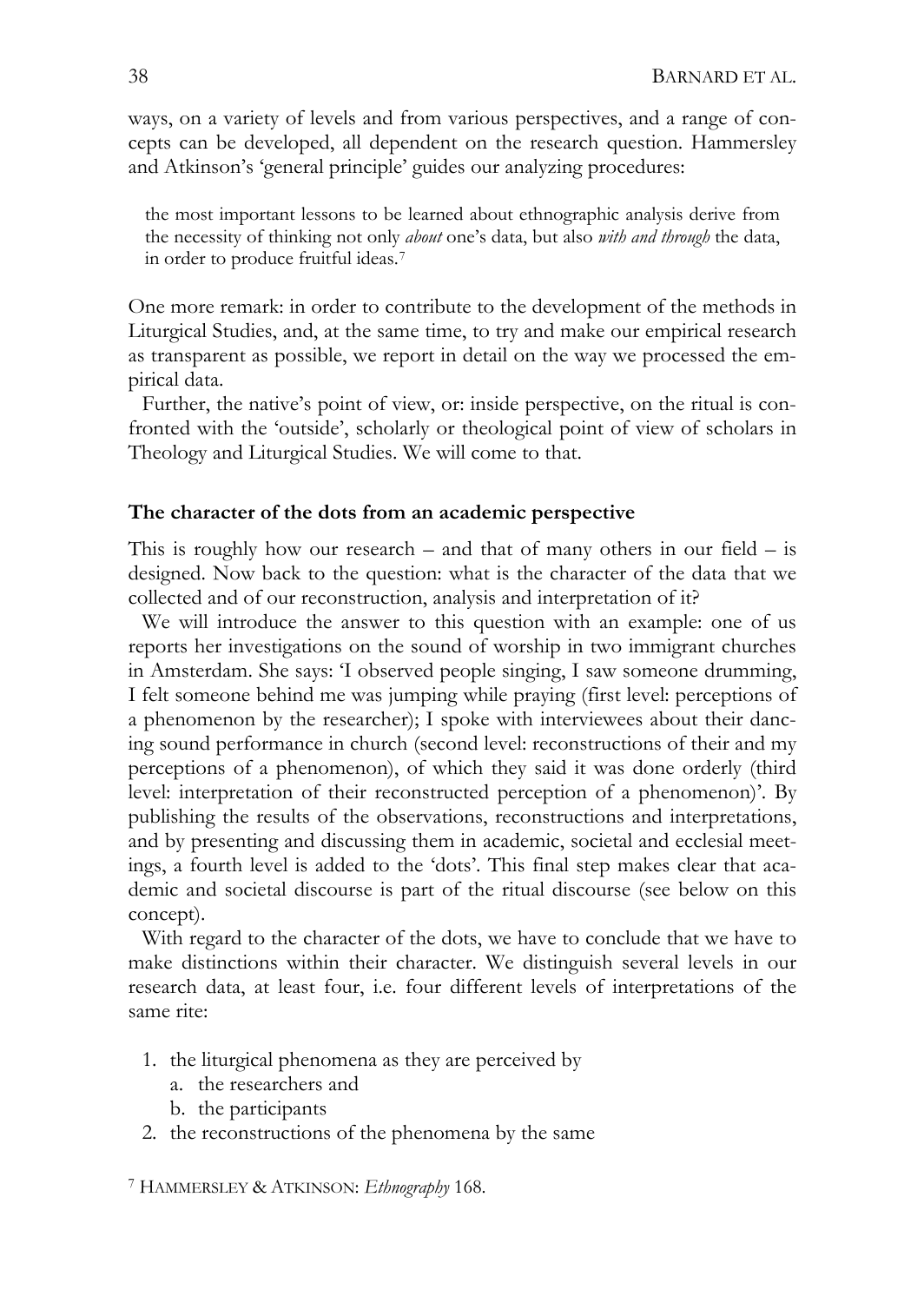ways, on a variety of levels and from various perspectives, and a range of concepts can be developed, all dependent on the research question. Hammersley and Atkinson's 'general principle' guides our analyzing procedures:

> the most important lessons to be learned about ethnographic analysis derive from the necessity of thinking not only *about* one's data, but also *with and through* the data, in order to produce fruitful ideas.[7]

One more remark: in order to contribute to the development of the methods in Liturgical Studies, and, at the same time, to try and make our empirical research as transparent as possible, we report in detail on the way we processed the empirical data.

Further, the native's point of view, or: inside perspective, on the ritual is confronted with the 'outside', scholarly or theological point of view of scholars in Theology and Liturgical Studies. We will come to that.

## The character of the dots from an academic perspective

This is roughly how our research – and that of many others in our field – is designed. Now back to the question: what is the character of the data that we collected and of our reconstruction, analysis and interpretation of it?

We will introduce the answer to this question with an example: one of us reports her investigations on the sound of worship in two immigrant churches in Amsterdam. She says: 'I observed people singing, I saw someone drumming, I felt someone behind me was jumping while praying (first level: perceptions of a phenomenon by the researcher); I spoke with interviewees about their dancing sound performance in church (second level: reconstructions of their and my perceptions of a phenomenon), of which they said it was done orderly (third level: interpretation of their reconstructed perception of a phenomenon)'. By publishing the results of the observations, reconstructions and interpretations, and by presenting and discussing them in academic, societal and ecclesial meetings, a fourth level is added to the 'dots'. This final step makes clear that academic and societal discourse is part of the ritual discourse (see below on this concept).

With regard to the character of the dots, we have to conclude that we have to make distinctions within their character. We distinguish several levels in our research data, at least four, i.e. four different levels of interpretations of the same rite:

1. the liturgical phenomena as they are perceived by
   a. the researchers and
   b. the participants
2. the reconstructions of the phenomena by the same

[7] Hammersley & Atkinson: *Ethnography* 168.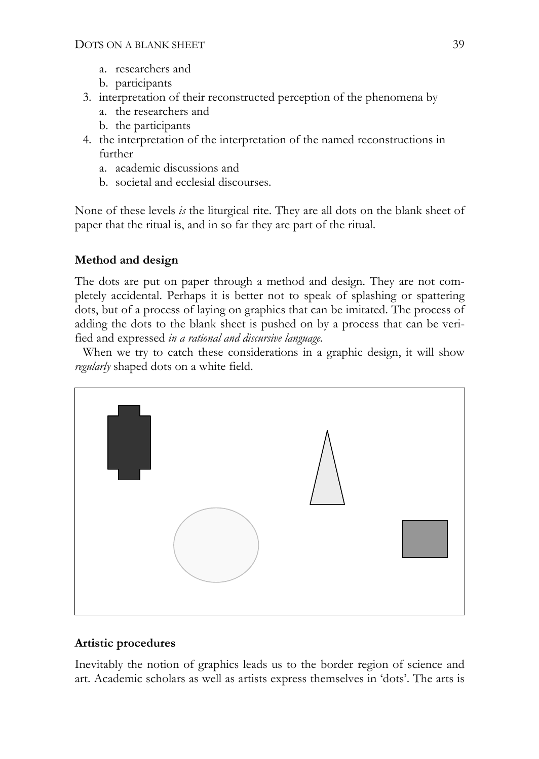a. researchers and
   b. participants
3. interpretation of their reconstructed perception of the phenomena by
   a. the researchers and
   b. the participants
4. the interpretation of the interpretation of the named reconstructions in further
   a. academic discussions and
   b. societal and ecclesial discourses.

None of these levels *is* the liturgical rite. They are all dots on the blank sheet of paper that the ritual is, and in so far they are part of the ritual.

**Method and design**

The dots are put on paper through a method and design. They are not completely accidental. Perhaps it is better not to speak of splashing or spattering dots, but of a process of laying on graphics that can be imitated. The process of adding the dots to the blank sheet is pushed on by a process that can be verified and expressed *in a rational and discursive language*.

When we try to catch these considerations in a graphic design, it will show *regularly* shaped dots on a white field.

**Artistic procedures**

Inevitably the notion of graphics leads us to the border region of science and art. Academic scholars as well as artists express themselves in 'dots'. The arts is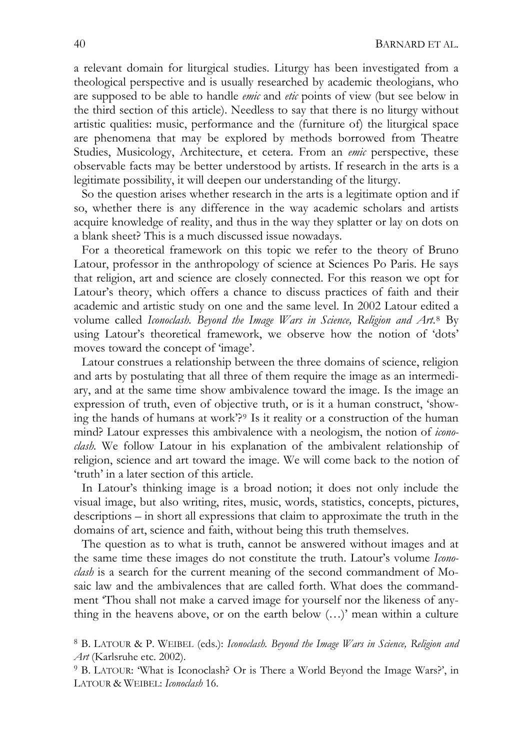a relevant domain for liturgical studies. Liturgy has been investigated from a theological perspective and is usually researched by academic theologians, who are supposed to be able to handle *emic* and *etic* points of view (but see below in the third section of this article). Needless to say that there is no liturgy without artistic qualities: music, performance and the (furniture of) the liturgical space are phenomena that may be explored by methods borrowed from Theatre Studies, Musicology, Architecture, et cetera. From an *emic* perspective, these observable facts may be better understood by artists. If research in the arts is a legitimate possibility, it will deepen our understanding of the liturgy.

So the question arises whether research in the arts is a legitimate option and if so, whether there is any difference in the way academic scholars and artists acquire knowledge of reality, and thus in the way they splatter or lay on dots on a blank sheet? This is a much discussed issue nowadays.

For a theoretical framework on this topic we refer to the theory of Bruno Latour, professor in the anthropology of science at Sciences Po Paris. He says that religion, art and science are closely connected. For this reason we opt for Latour's theory, which offers a chance to discuss practices of faith and their academic and artistic study on one and the same level. In 2002 Latour edited a volume called *Iconoclash. Beyond the Image Wars in Science, Religion and Art.*[8] By using Latour's theoretical framework, we observe how the notion of 'dots' moves toward the concept of 'image'.

Latour construes a relationship between the three domains of science, religion and arts by postulating that all three of them require the image as an intermediary, and at the same time show ambivalence toward the image. Is the image an expression of truth, even of objective truth, or is it a human construct, 'showing the hands of humans at work'?[9] Is it reality or a construction of the human mind? Latour expresses this ambivalence with a neologism, the notion of *iconoclash.* We follow Latour in his explanation of the ambivalent relationship of religion, science and art toward the image. We will come back to the notion of 'truth' in a later section of this article.

In Latour's thinking image is a broad notion; it does not only include the visual image, but also writing, rites, music, words, statistics, concepts, pictures, descriptions – in short all expressions that claim to approximate the truth in the domains of art, science and faith, without being this truth themselves.

The question as to what is truth, cannot be answered without images and at the same time these images do not constitute the truth. Latour's volume *Iconoclash* is a search for the current meaning of the second commandment of Mosaic law and the ambivalences that are called forth. What does the commandment 'Thou shall not make a carved image for yourself nor the likeness of anything in the heavens above, or on the earth below (…)' mean within a culture

[8] B. LATOUR & P. WEIBEL (eds.): *Iconoclash. Beyond the Image Wars in Science, Religion and Art* (Karlsruhe etc. 2002).

[9] B. LATOUR: 'What is Iconoclash? Or is There a World Beyond the Image Wars?', in LATOUR & WEIBEL: *Iconoclash* 16.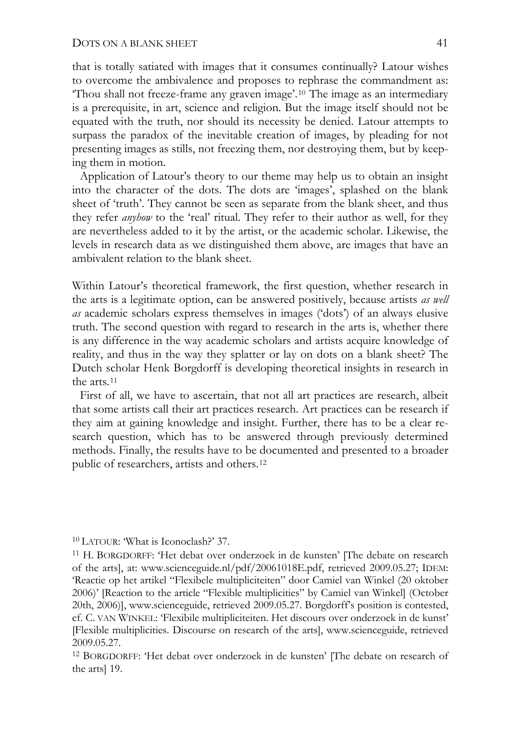that is totally satiated with images that it consumes continually? Latour wishes to overcome the ambivalence and proposes to rephrase the commandment as: 'Thou shall not freeze-frame any graven image'.[10] The image as an intermediary is a prerequisite, in art, science and religion. But the image itself should not be equated with the truth, nor should its necessity be denied. Latour attempts to surpass the paradox of the inevitable creation of images, by pleading for not presenting images as stills, not freezing them, nor destroying them, but by keeping them in motion.

Application of Latour's theory to our theme may help us to obtain an insight into the character of the dots. The dots are 'images', splashed on the blank sheet of 'truth'. They cannot be seen as separate from the blank sheet, and thus they refer *anyhow* to the 'real' ritual. They refer to their author as well, for they are nevertheless added to it by the artist, or the academic scholar. Likewise, the levels in research data as we distinguished them above, are images that have an ambivalent relation to the blank sheet.

Within Latour's theoretical framework, the first question, whether research in the arts is a legitimate option, can be answered positively, because artists *as well as* academic scholars express themselves in images ('dots') of an always elusive truth. The second question with regard to research in the arts is, whether there is any difference in the way academic scholars and artists acquire knowledge of reality, and thus in the way they splatter or lay on dots on a blank sheet? The Dutch scholar Henk Borgdorff is developing theoretical insights in research in the arts.[11]

First of all, we have to ascertain, that not all art practices are research, albeit that some artists call their art practices research. Art practices can be research if they aim at gaining knowledge and insight. Further, there has to be a clear research question, which has to be answered through previously determined methods. Finally, the results have to be documented and presented to a broader public of researchers, artists and others.[12]

---

[10] LATOUR: 'What is Iconoclash?' 37.

[11] H. BORGDORFF: 'Het debat over onderzoek in de kunsten' [The debate on research of the arts], at: www.scienceguide.nl/pdf/20061018E.pdf, retrieved 2009.05.27; IDEM: 'Reactie op het artikel "Flexibele multipliciteiten" door Camiel van Winkel (20 oktober 2006)' [Reaction to the article "Flexible multiplicities" by Camiel van Winkel] (October 20th, 2006)], www.scienceguide, retrieved 2009.05.27. Borgdorff's position is contested, cf. C. VAN WINKEL: 'Flexibile multipliciteiten. Het discours over onderzoek in de kunst' [Flexible multiplicities. Discourse on research of the arts], www.scienceguide, retrieved 2009.05.27.

[12] BORGDORFF: 'Het debat over onderzoek in de kunsten' [The debate on research of the arts] 19.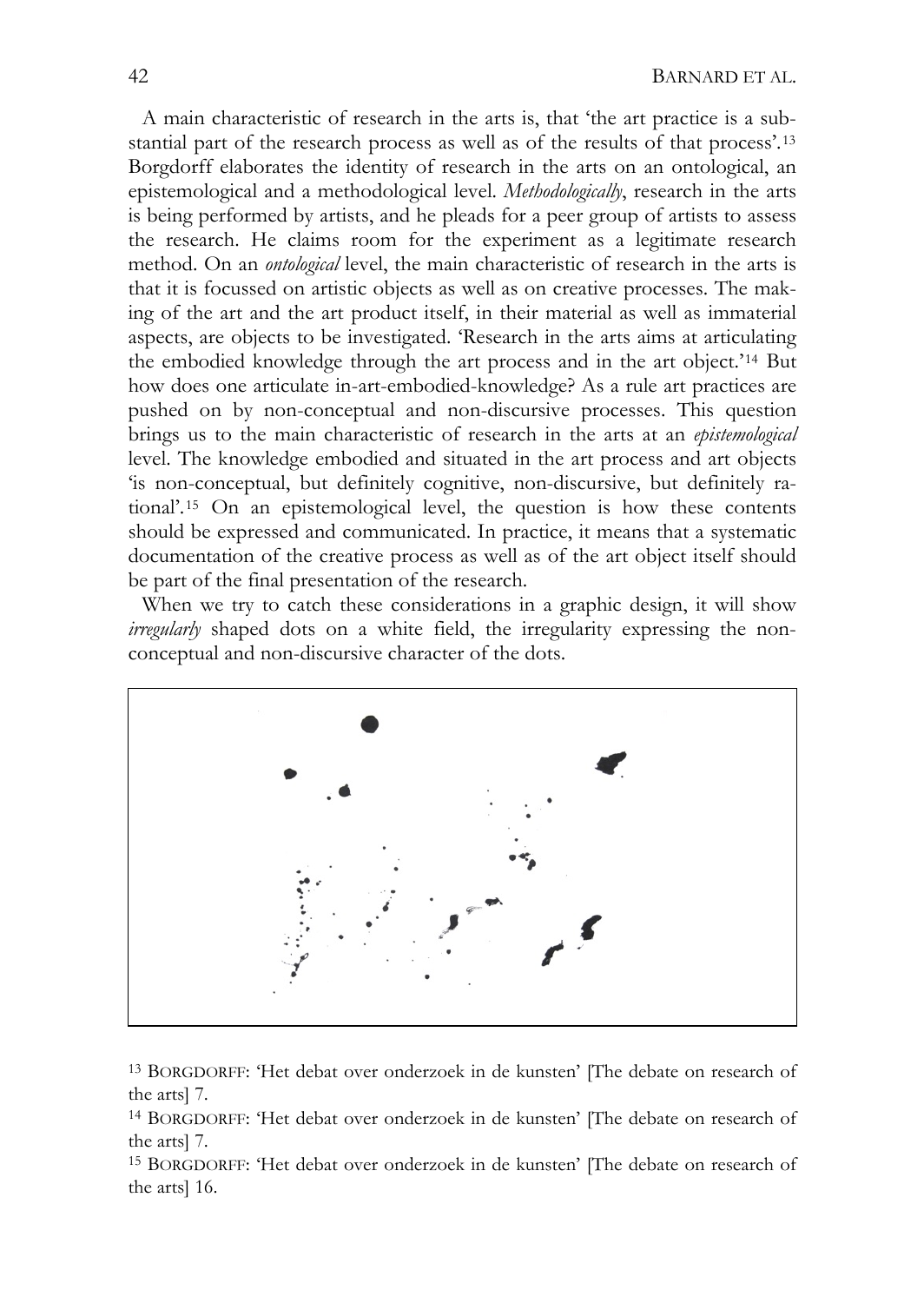A main characteristic of research in the arts is, that 'the art practice is a substantial part of the research process as well as of the results of that process'.[13] Borgdorff elaborates the identity of research in the arts on an ontological, an epistemological and a methodological level. *Methodologically*, research in the arts is being performed by artists, and he pleads for a peer group of artists to assess the research. He claims room for the experiment as a legitimate research method. On an *ontological* level, the main characteristic of research in the arts is that it is focussed on artistic objects as well as on creative processes. The making of the art and the art product itself, in their material as well as immaterial aspects, are objects to be investigated. 'Research in the arts aims at articulating the embodied knowledge through the art process and in the art object.'[14] But how does one articulate in-art-embodied-knowledge? As a rule art practices are pushed on by non-conceptual and non-discursive processes. This question brings us to the main characteristic of research in the arts at an *epistemological* level. The knowledge embodied and situated in the art process and art objects 'is non-conceptual, but definitely cognitive, non-discursive, but definitely rational'.[15] On an epistemological level, the question is how these contents should be expressed and communicated. In practice, it means that a systematic documentation of the creative process as well as of the art object itself should be part of the final presentation of the research.

When we try to catch these considerations in a graphic design, it will show *irregularly* shaped dots on a white field, the irregularity expressing the non-conceptual and non-discursive character of the dots.

[13] BORGDORFF: 'Het debat over onderzoek in de kunsten' [The debate on research of the arts] 7.

[14] BORGDORFF: 'Het debat over onderzoek in de kunsten' [The debate on research of the arts] 7.

[15] BORGDORFF: 'Het debat over onderzoek in de kunsten' [The debate on research of the arts] 16.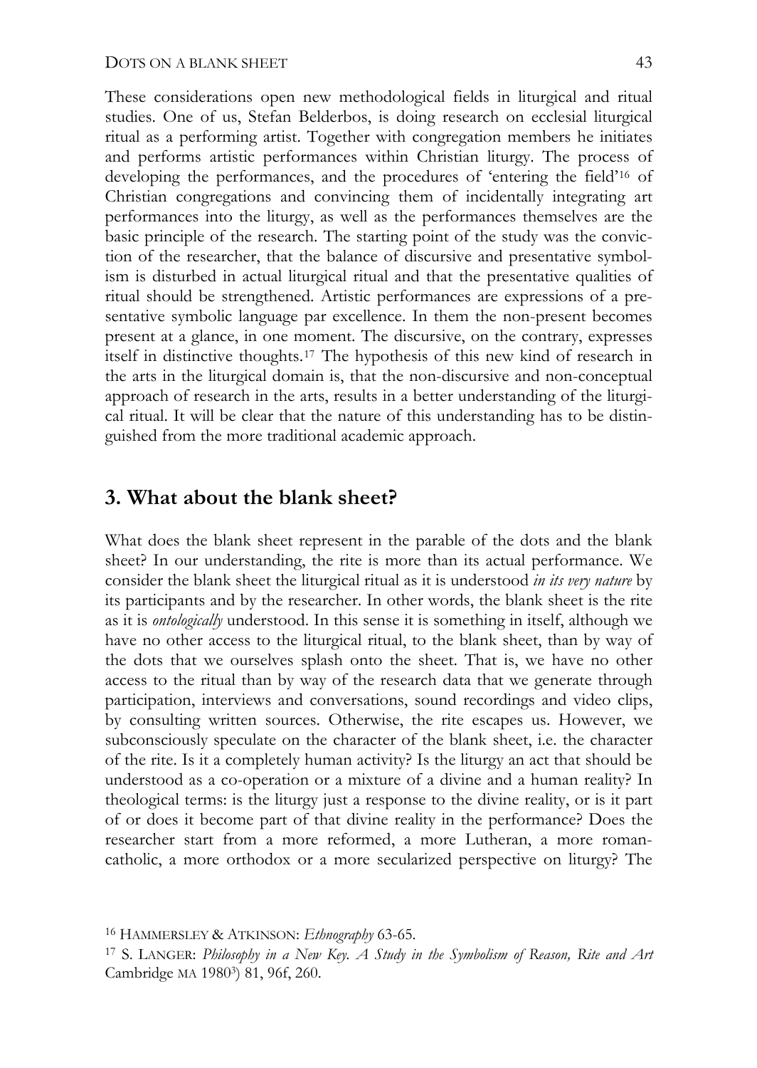These considerations open new methodological fields in liturgical and ritual studies. One of us, Stefan Belderbos, is doing research on ecclesial liturgical ritual as a performing artist. Together with congregation members he initiates and performs artistic performances within Christian liturgy. The process of developing the performances, and the procedures of 'entering the field'[16] of Christian congregations and convincing them of incidentally integrating art performances into the liturgy, as well as the performances themselves are the basic principle of the research. The starting point of the study was the conviction of the researcher, that the balance of discursive and presentative symbolism is disturbed in actual liturgical ritual and that the presentative qualities of ritual should be strengthened. Artistic performances are expressions of a presentative symbolic language par excellence. In them the non-present becomes present at a glance, in one moment. The discursive, on the contrary, expresses itself in distinctive thoughts.[17] The hypothesis of this new kind of research in the arts in the liturgical domain is, that the non-discursive and non-conceptual approach of research in the arts, results in a better understanding of the liturgical ritual. It will be clear that the nature of this understanding has to be distinguished from the more traditional academic approach.

## 3. What about the blank sheet?

What does the blank sheet represent in the parable of the dots and the blank sheet? In our understanding, the rite is more than its actual performance. We consider the blank sheet the liturgical ritual as it is understood *in its very nature* by its participants and by the researcher. In other words, the blank sheet is the rite as it is *ontologically* understood. In this sense it is something in itself, although we have no other access to the liturgical ritual, to the blank sheet, than by way of the dots that we ourselves splash onto the sheet. That is, we have no other access to the ritual than by way of the research data that we generate through participation, interviews and conversations, sound recordings and video clips, by consulting written sources. Otherwise, the rite escapes us. However, we subconsciously speculate on the character of the blank sheet, i.e. the character of the rite. Is it a completely human activity? Is the liturgy an act that should be understood as a co-operation or a mixture of a divine and a human reality? In theological terms: is the liturgy just a response to the divine reality, or is it part of or does it become part of that divine reality in the performance? Does the researcher start from a more reformed, a more Lutheran, a more roman-catholic, a more orthodox or a more secularized perspective on liturgy? The

[16] HAMMERSLEY & ATKINSON: *Ethnography* 63-65.

[17] S. LANGER: *Philosophy in a New Key. A Study in the Symbolism of Reason, Rite and Art* Cambridge MA 1980[3]) 81, 96f, 260.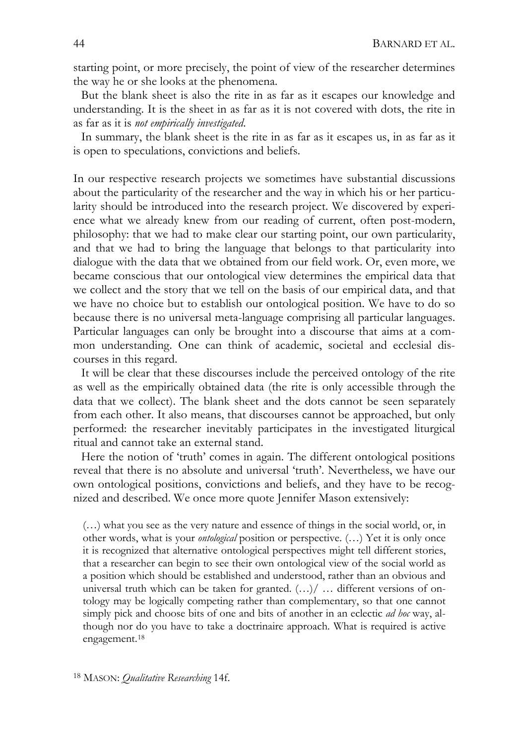starting point, or more precisely, the point of view of the researcher determines the way he or she looks at the phenomena.

But the blank sheet is also the rite in as far as it escapes our knowledge and understanding. It is the sheet in as far as it is not covered with dots, the rite in as far as it is *not empirically investigated*.

In summary, the blank sheet is the rite in as far as it escapes us, in as far as it is open to speculations, convictions and beliefs.

In our respective research projects we sometimes have substantial discussions about the particularity of the researcher and the way in which his or her particularity should be introduced into the research project. We discovered by experience what we already knew from our reading of current, often post-modern, philosophy: that we had to make clear our starting point, our own particularity, and that we had to bring the language that belongs to that particularity into dialogue with the data that we obtained from our field work. Or, even more, we became conscious that our ontological view determines the empirical data that we collect and the story that we tell on the basis of our empirical data, and that we have no choice but to establish our ontological position. We have to do so because there is no universal meta-language comprising all particular languages. Particular languages can only be brought into a discourse that aims at a common understanding. One can think of academic, societal and ecclesial discourses in this regard.

It will be clear that these discourses include the perceived ontology of the rite as well as the empirically obtained data (the rite is only accessible through the data that we collect). The blank sheet and the dots cannot be seen separately from each other. It also means, that discourses cannot be approached, but only performed: the researcher inevitably participates in the investigated liturgical ritual and cannot take an external stand.

Here the notion of 'truth' comes in again. The different ontological positions reveal that there is no absolute and universal 'truth'. Nevertheless, we have our own ontological positions, convictions and beliefs, and they have to be recognized and described. We once more quote Jennifer Mason extensively:

> (…) what you see as the very nature and essence of things in the social world, or, in other words, what is your *ontological* position or perspective. (…) Yet it is only once it is recognized that alternative ontological perspectives might tell different stories, that a researcher can begin to see their own ontological view of the social world as a position which should be established and understood, rather than an obvious and universal truth which can be taken for granted. (…)/ … different versions of ontology may be logically competing rather than complementary, so that one cannot simply pick and choose bits of one and bits of another in an eclectic *ad hoc* way, although nor do you have to take a doctrinaire approach. What is required is active engagement.[18]

[18] MASON: *Qualitative Researching* 14f.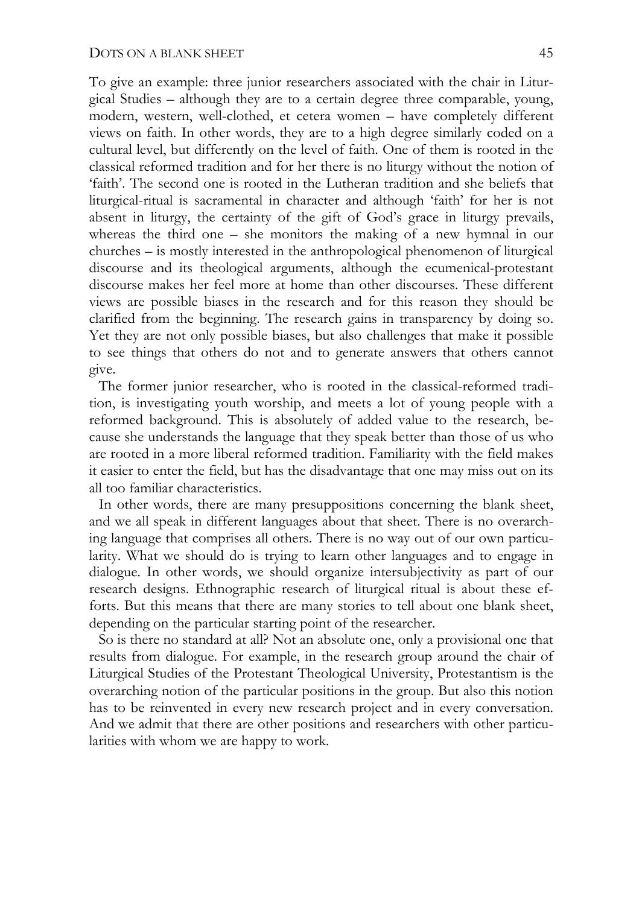To give an example: three junior researchers associated with the chair in Liturgical Studies – although they are to a certain degree three comparable, young, modern, western, well-clothed, et cetera women – have completely different views on faith. In other words, they are to a high degree similarly coded on a cultural level, but differently on the level of faith. One of them is rooted in the classical reformed tradition and for her there is no liturgy without the notion of 'faith'. The second one is rooted in the Lutheran tradition and she beliefs that liturgical-ritual is sacramental in character and although 'faith' for her is not absent in liturgy, the certainty of the gift of God's grace in liturgy prevails, whereas the third one – she monitors the making of a new hymnal in our churches – is mostly interested in the anthropological phenomenon of liturgical discourse and its theological arguments, although the ecumenical-protestant discourse makes her feel more at home than other discourses. These different views are possible biases in the research and for this reason they should be clarified from the beginning. The research gains in transparency by doing so. Yet they are not only possible biases, but also challenges that make it possible to see things that others do not and to generate answers that others cannot give.

The former junior researcher, who is rooted in the classical-reformed tradition, is investigating youth worship, and meets a lot of young people with a reformed background. This is absolutely of added value to the research, because she understands the language that they speak better than those of us who are rooted in a more liberal reformed tradition. Familiarity with the field makes it easier to enter the field, but has the disadvantage that one may miss out on its all too familiar characteristics.

In other words, there are many presuppositions concerning the blank sheet, and we all speak in different languages about that sheet. There is no overarching language that comprises all others. There is no way out of our own particularity. What we should do is trying to learn other languages and to engage in dialogue. In other words, we should organize intersubjectivity as part of our research designs. Ethnographic research of liturgical ritual is about these efforts. But this means that there are many stories to tell about one blank sheet, depending on the particular starting point of the researcher.

So is there no standard at all? Not an absolute one, only a provisional one that results from dialogue. For example, in the research group around the chair of Liturgical Studies of the Protestant Theological University, Protestantism is the overarching notion of the particular positions in the group. But also this notion has to be reinvented in every new research project and in every conversation. And we admit that there are other positions and researchers with other particularities with whom we are happy to work.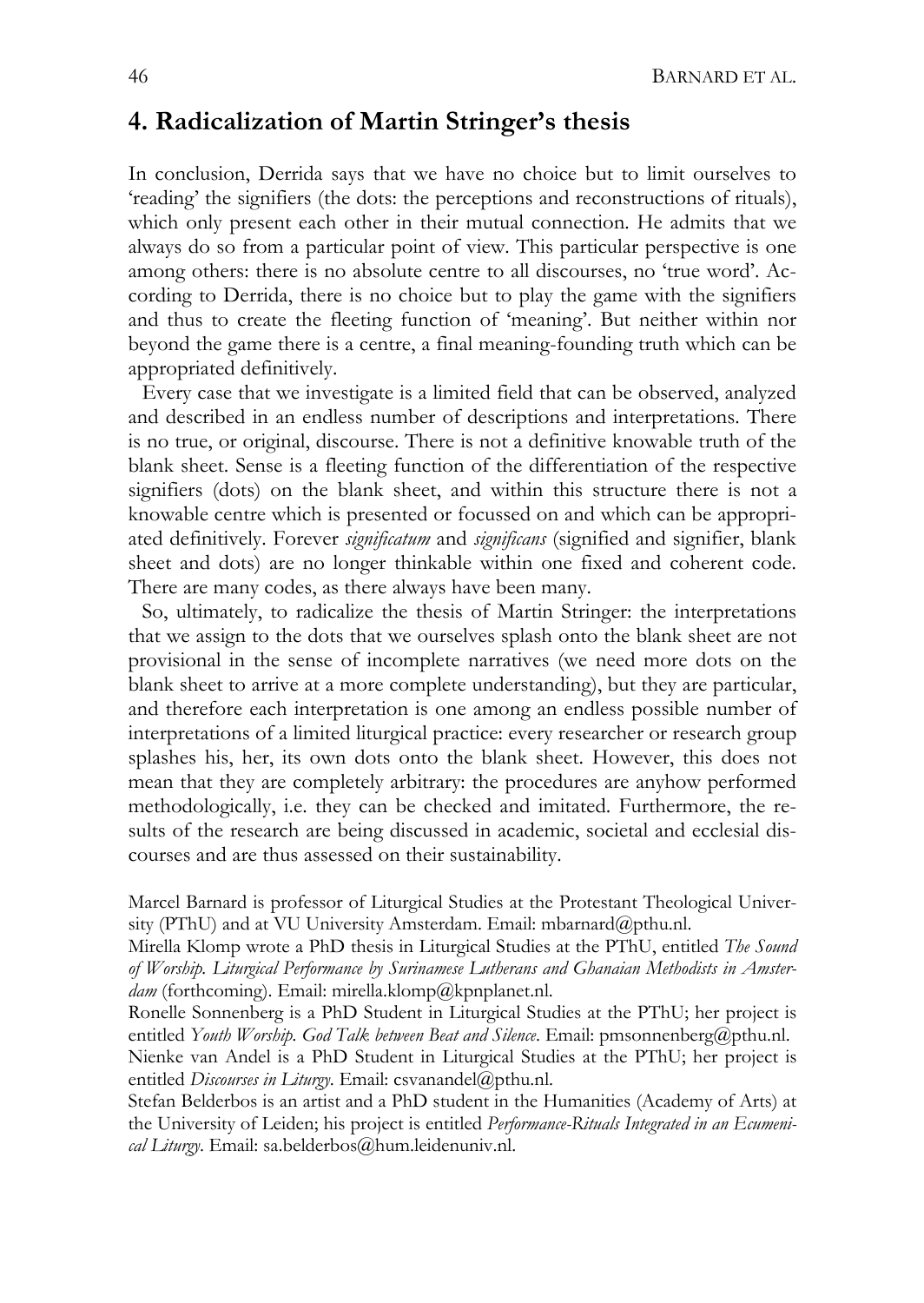## 4. Radicalization of Martin Stringer's thesis

In conclusion, Derrida says that we have no choice but to limit ourselves to 'reading' the signifiers (the dots: the perceptions and reconstructions of rituals), which only present each other in their mutual connection. He admits that we always do so from a particular point of view. This particular perspective is one among others: there is no absolute centre to all discourses, no 'true word'. According to Derrida, there is no choice but to play the game with the signifiers and thus to create the fleeting function of 'meaning'. But neither within nor beyond the game there is a centre, a final meaning-founding truth which can be appropriated definitively.

Every case that we investigate is a limited field that can be observed, analyzed and described in an endless number of descriptions and interpretations. There is no true, or original, discourse. There is not a definitive knowable truth of the blank sheet. Sense is a fleeting function of the differentiation of the respective signifiers (dots) on the blank sheet, and within this structure there is not a knowable centre which is presented or focussed on and which can be appropriated definitively. Forever *significatum* and *significans* (signified and signifier, blank sheet and dots) are no longer thinkable within one fixed and coherent code. There are many codes, as there always have been many.

So, ultimately, to radicalize the thesis of Martin Stringer: the interpretations that we assign to the dots that we ourselves splash onto the blank sheet are not provisional in the sense of incomplete narratives (we need more dots on the blank sheet to arrive at a more complete understanding), but they are particular, and therefore each interpretation is one among an endless possible number of interpretations of a limited liturgical practice: every researcher or research group splashes his, her, its own dots onto the blank sheet. However, this does not mean that they are completely arbitrary: the procedures are anyhow performed methodologically, i.e. they can be checked and imitated. Furthermore, the results of the research are being discussed in academic, societal and ecclesial discourses and are thus assessed on their sustainability.

Marcel Barnard is professor of Liturgical Studies at the Protestant Theological University (PThU) and at VU University Amsterdam. Email: mbarnard@pthu.nl.

Mirella Klomp wrote a PhD thesis in Liturgical Studies at the PThU, entitled *The Sound of Worship. Liturgical Performance by Surinamese Lutherans and Ghanaian Methodists in Amsterdam* (forthcoming). Email: mirella.klomp@kpnplanet.nl.

Ronelle Sonnenberg is a PhD Student in Liturgical Studies at the PThU; her project is entitled *Youth Worship. God Talk between Beat and Silence*. Email: pmsonnenberg@pthu.nl.

Nienke van Andel is a PhD Student in Liturgical Studies at the PThU; her project is entitled *Discourses in Liturgy*. Email: csvanandel@pthu.nl.

Stefan Belderbos is an artist and a PhD student in the Humanities (Academy of Arts) at the University of Leiden; his project is entitled *Performance-Rituals Integrated in an Ecumenical Liturgy*. Email: sa.belderbos@hum.leidenuniv.nl.